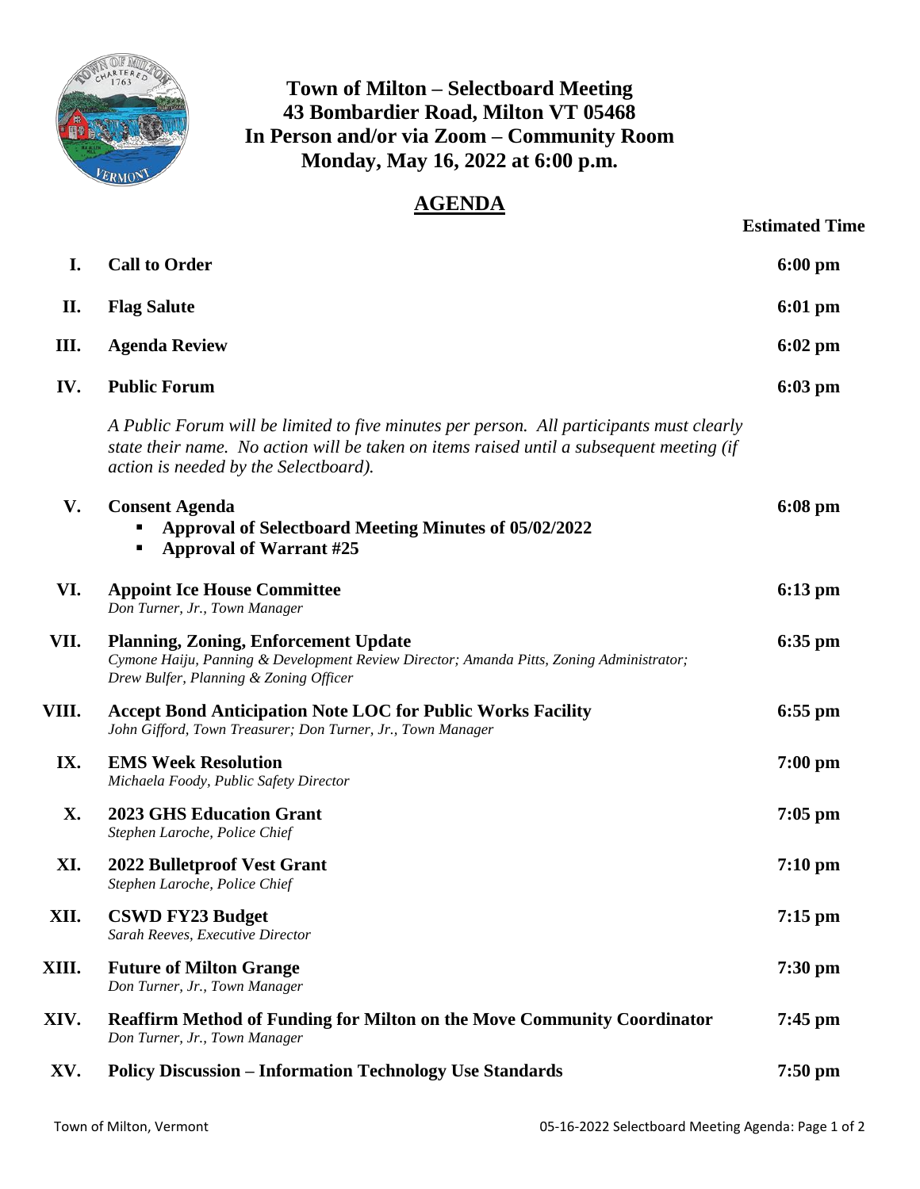# Town of Milton – Selectboard Meeting
## 43 Bombardier Road, Milton VT 05468
## In Person and/or via Zoom – Community Room
## Monday, May 16, 2022 at 6:00 p.m.

## AGENDA

| | | Estimated Time |
|---|---|---|
| **I.** | **Call to Order** | **6:00 pm** |
| **II.** | **Flag Salute** | **6:01 pm** |
| **III.** | **Agenda Review** | **6:02 pm** |
| **IV.** | **Public Forum** | **6:03 pm** |
| | *A Public Forum will be limited to five minutes per person. All participants must clearly state their name. No action will be taken on items raised until a subsequent meeting (if action is needed by the Selectboard).* | |
| **V.** | **Consent Agenda**<br>▪ **Approval of Selectboard Meeting Minutes of 05/02/2022**<br>▪ **Approval of Warrant #25** | **6:08 pm** |
| **VI.** | **Appoint Ice House Committee**<br>*Don Turner, Jr., Town Manager* | **6:13 pm** |
| **VII.** | **Planning, Zoning, Enforcement Update**<br>*Cymone Haiju, Panning & Development Review Director; Amanda Pitts, Zoning Administrator; Drew Bulfer, Planning & Zoning Officer* | **6:35 pm** |
| **VIII.** | **Accept Bond Anticipation Note LOC for Public Works Facility**<br>*John Gifford, Town Treasurer; Don Turner, Jr., Town Manager* | **6:55 pm** |
| **IX.** | **EMS Week Resolution**<br>*Michaela Foody, Public Safety Director* | **7:00 pm** |
| **X.** | **2023 GHS Education Grant**<br>*Stephen Laroche, Police Chief* | **7:05 pm** |
| **XI.** | **2022 Bulletproof Vest Grant**<br>*Stephen Laroche, Police Chief* | **7:10 pm** |
| **XII.** | **CSWD FY23 Budget**<br>*Sarah Reeves, Executive Director* | **7:15 pm** |
| **XIII.** | **Future of Milton Grange**<br>*Don Turner, Jr., Town Manager* | **7:30 pm** |
| **XIV.** | **Reaffirm Method of Funding for Milton on the Move Community Coordinator**<br>*Don Turner, Jr., Town Manager* | **7:45 pm** |
| **XV.** | **Policy Discussion – Information Technology Use Standards** | **7:50 pm** |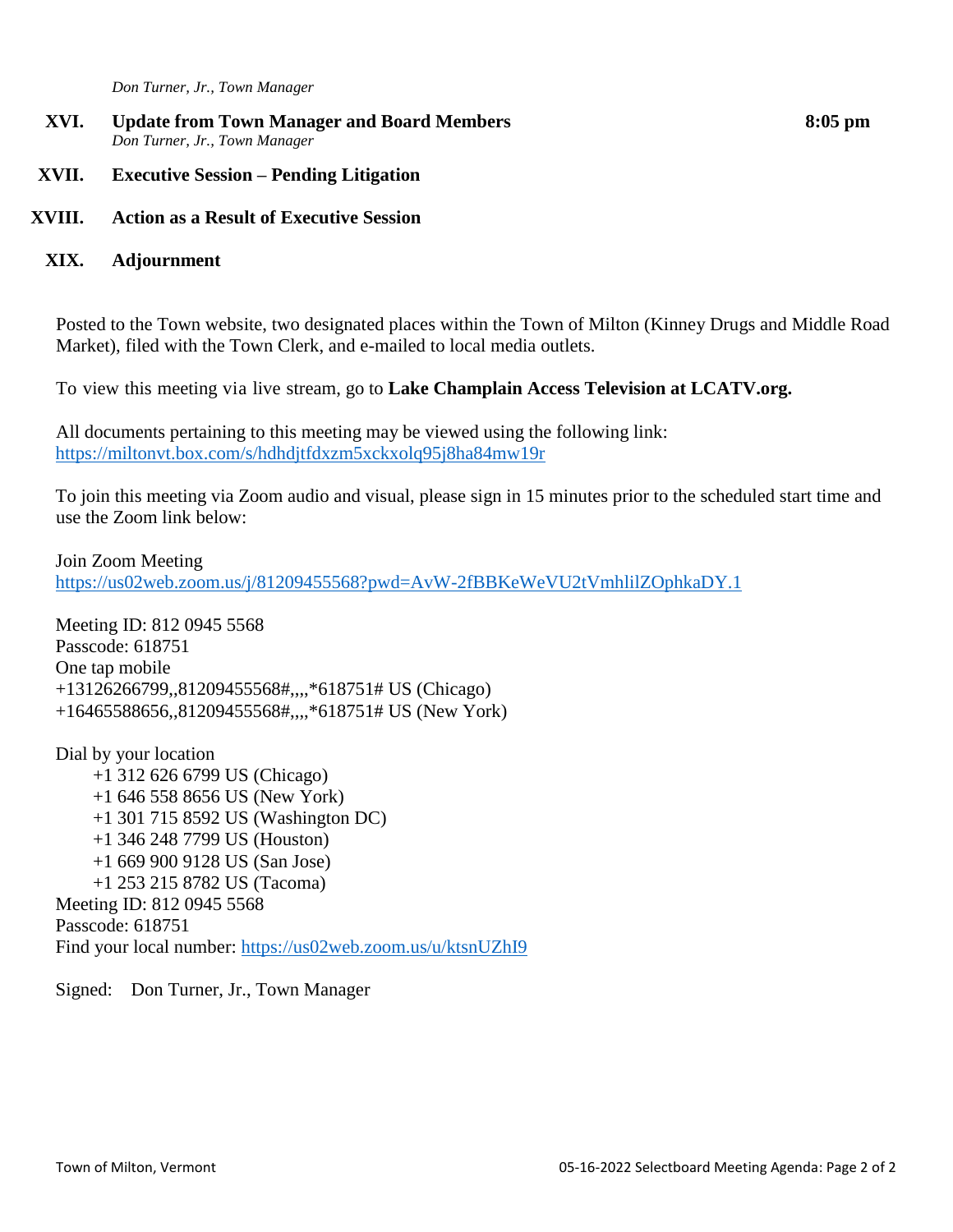*Don Turner, Jr., Town Manager*

**XVI. Update from Town Manager and Board Members** **8:05 pm**
*Don Turner, Jr., Town Manager*

**XVII. Executive Session – Pending Litigation**

**XVIII. Action as a Result of Executive Session**

**XIX. Adjournment**

Posted to the Town website, two designated places within the Town of Milton (Kinney Drugs and Middle Road Market), filed with the Town Clerk, and e-mailed to local media outlets.

To view this meeting via live stream, go to **Lake Champlain Access Television at LCATV.org.**

All documents pertaining to this meeting may be viewed using the following link:
https://miltonvt.box.com/s/hdhdjtfdxzm5xckxolq95j8ha84mw19r

To join this meeting via Zoom audio and visual, please sign in 15 minutes prior to the scheduled start time and use the Zoom link below:

Join Zoom Meeting
https://us02web.zoom.us/j/81209455568?pwd=AvW-2fBBKeWeVU2tVmhlilZOphkaDY.1

Meeting ID: 812 0945 5568
Passcode: 618751
One tap mobile
+13126266799,,81209455568#,,,,*618751# US (Chicago)
+16465588656,,81209455568#,,,,*618751# US (New York)

Dial by your location
+1 312 626 6799 US (Chicago)
+1 646 558 8656 US (New York)
+1 301 715 8592 US (Washington DC)
+1 346 248 7799 US (Houston)
+1 669 900 9128 US (San Jose)
+1 253 215 8782 US (Tacoma)
Meeting ID: 812 0945 5568
Passcode: 618751
Find your local number: https://us02web.zoom.us/u/ktsnUZhI9

Signed: Don Turner, Jr., Town Manager